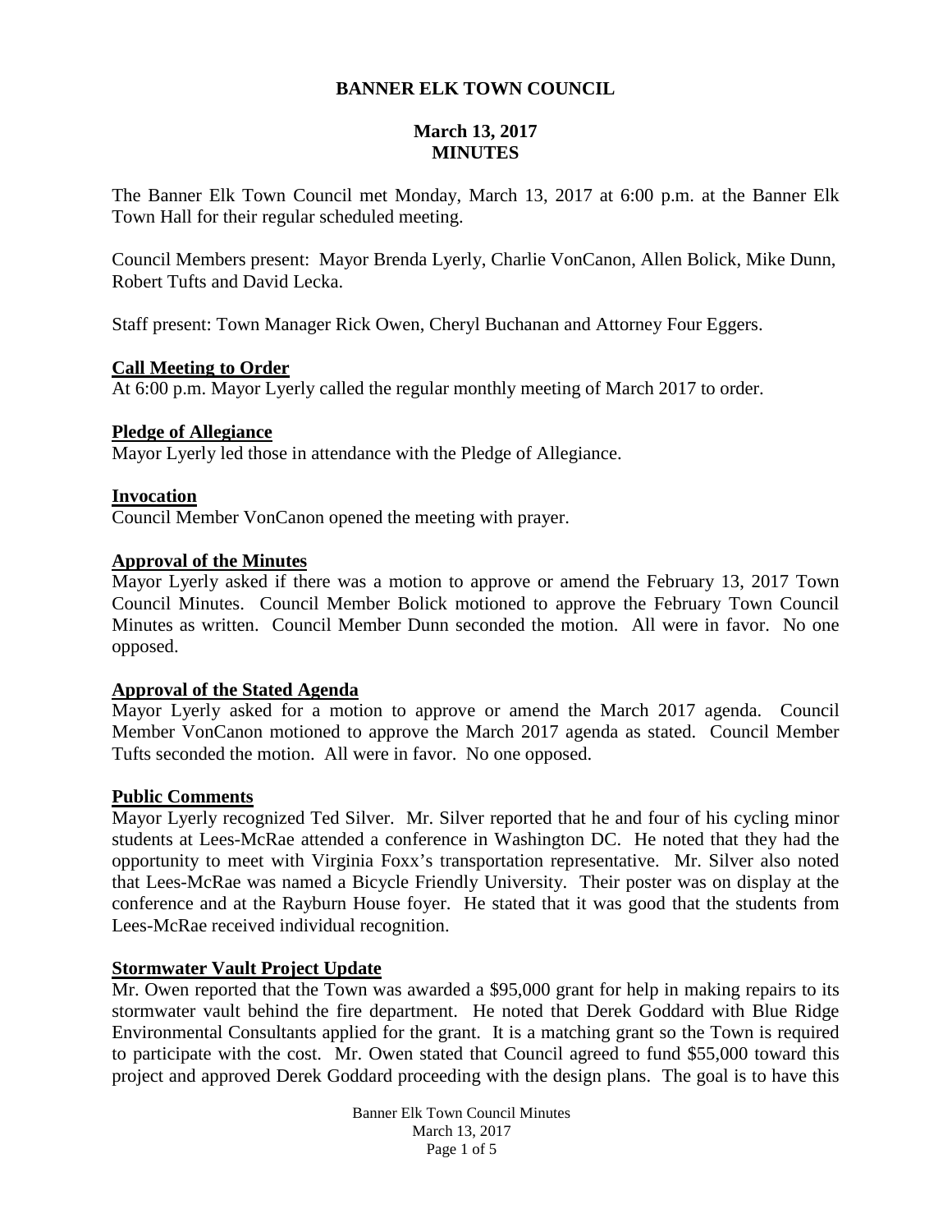# BANNER ELK TOWN COUNCIL

## March 13, 2017
## MINUTES

The Banner Elk Town Council met Monday, March 13, 2017 at 6:00 p.m. at the Banner Elk Town Hall for their regular scheduled meeting.

Council Members present: Mayor Brenda Lyerly, Charlie VonCanon, Allen Bolick, Mike Dunn, Robert Tufts and David Lecka.

Staff present: Town Manager Rick Owen, Cheryl Buchanan and Attorney Four Eggers.

### Call Meeting to Order

At 6:00 p.m. Mayor Lyerly called the regular monthly meeting of March 2017 to order.

### Pledge of Allegiance

Mayor Lyerly led those in attendance with the Pledge of Allegiance.

### Invocation

Council Member VonCanon opened the meeting with prayer.

### Approval of the Minutes

Mayor Lyerly asked if there was a motion to approve or amend the February 13, 2017 Town Council Minutes. Council Member Bolick motioned to approve the February Town Council Minutes as written. Council Member Dunn seconded the motion. All were in favor. No one opposed.

### Approval of the Stated Agenda

Mayor Lyerly asked for a motion to approve or amend the March 2017 agenda. Council Member VonCanon motioned to approve the March 2017 agenda as stated. Council Member Tufts seconded the motion. All were in favor. No one opposed.

### Public Comments

Mayor Lyerly recognized Ted Silver. Mr. Silver reported that he and four of his cycling minor students at Lees-McRae attended a conference in Washington DC. He noted that they had the opportunity to meet with Virginia Foxx's transportation representative. Mr. Silver also noted that Lees-McRae was named a Bicycle Friendly University. Their poster was on display at the conference and at the Rayburn House foyer. He stated that it was good that the students from Lees-McRae received individual recognition.

### Stormwater Vault Project Update

Mr. Owen reported that the Town was awarded a $95,000 grant for help in making repairs to its stormwater vault behind the fire department. He noted that Derek Goddard with Blue Ridge Environmental Consultants applied for the grant. It is a matching grant so the Town is required to participate with the cost. Mr. Owen stated that Council agreed to fund $55,000 toward this project and approved Derek Goddard proceeding with the design plans. The goal is to have this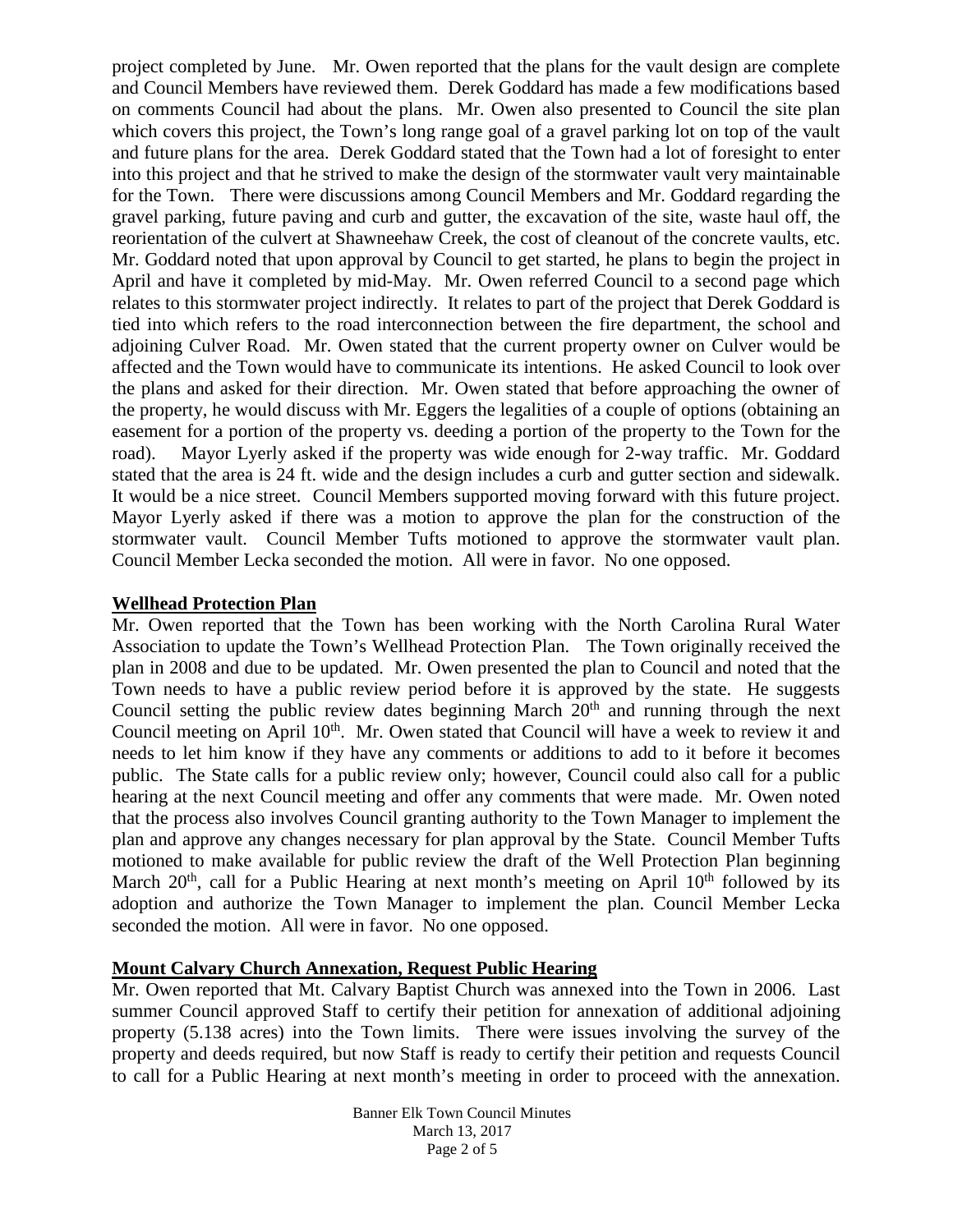project completed by June. Mr. Owen reported that the plans for the vault design are complete and Council Members have reviewed them. Derek Goddard has made a few modifications based on comments Council had about the plans. Mr. Owen also presented to Council the site plan which covers this project, the Town's long range goal of a gravel parking lot on top of the vault and future plans for the area. Derek Goddard stated that the Town had a lot of foresight to enter into this project and that he strived to make the design of the stormwater vault very maintainable for the Town. There were discussions among Council Members and Mr. Goddard regarding the gravel parking, future paving and curb and gutter, the excavation of the site, waste haul off, the reorientation of the culvert at Shawneehaw Creek, the cost of cleanout of the concrete vaults, etc. Mr. Goddard noted that upon approval by Council to get started, he plans to begin the project in April and have it completed by mid-May. Mr. Owen referred Council to a second page which relates to this stormwater project indirectly. It relates to part of the project that Derek Goddard is tied into which refers to the road interconnection between the fire department, the school and adjoining Culver Road. Mr. Owen stated that the current property owner on Culver would be affected and the Town would have to communicate its intentions. He asked Council to look over the plans and asked for their direction. Mr. Owen stated that before approaching the owner of the property, he would discuss with Mr. Eggers the legalities of a couple of options (obtaining an easement for a portion of the property vs. deeding a portion of the property to the Town for the road). Mayor Lyerly asked if the property was wide enough for 2-way traffic. Mr. Goddard stated that the area is 24 ft. wide and the design includes a curb and gutter section and sidewalk. It would be a nice street. Council Members supported moving forward with this future project. Mayor Lyerly asked if there was a motion to approve the plan for the construction of the stormwater vault. Council Member Tufts motioned to approve the stormwater vault plan. Council Member Lecka seconded the motion. All were in favor. No one opposed.

**Wellhead Protection Plan**

Mr. Owen reported that the Town has been working with the North Carolina Rural Water Association to update the Town's Wellhead Protection Plan. The Town originally received the plan in 2008 and due to be updated. Mr. Owen presented the plan to Council and noted that the Town needs to have a public review period before it is approved by the state. He suggests Council setting the public review dates beginning March 20th and running through the next Council meeting on April 10th. Mr. Owen stated that Council will have a week to review it and needs to let him know if they have any comments or additions to add to it before it becomes public. The State calls for a public review only; however, Council could also call for a public hearing at the next Council meeting and offer any comments that were made. Mr. Owen noted that the process also involves Council granting authority to the Town Manager to implement the plan and approve any changes necessary for plan approval by the State. Council Member Tufts motioned to make available for public review the draft of the Well Protection Plan beginning March 20th, call for a Public Hearing at next month's meeting on April 10th followed by its adoption and authorize the Town Manager to implement the plan. Council Member Lecka seconded the motion. All were in favor. No one opposed.

**Mount Calvary Church Annexation, Request Public Hearing**

Mr. Owen reported that Mt. Calvary Baptist Church was annexed into the Town in 2006. Last summer Council approved Staff to certify their petition for annexation of additional adjoining property (5.138 acres) into the Town limits. There were issues involving the survey of the property and deeds required, but now Staff is ready to certify their petition and requests Council to call for a Public Hearing at next month's meeting in order to proceed with the annexation.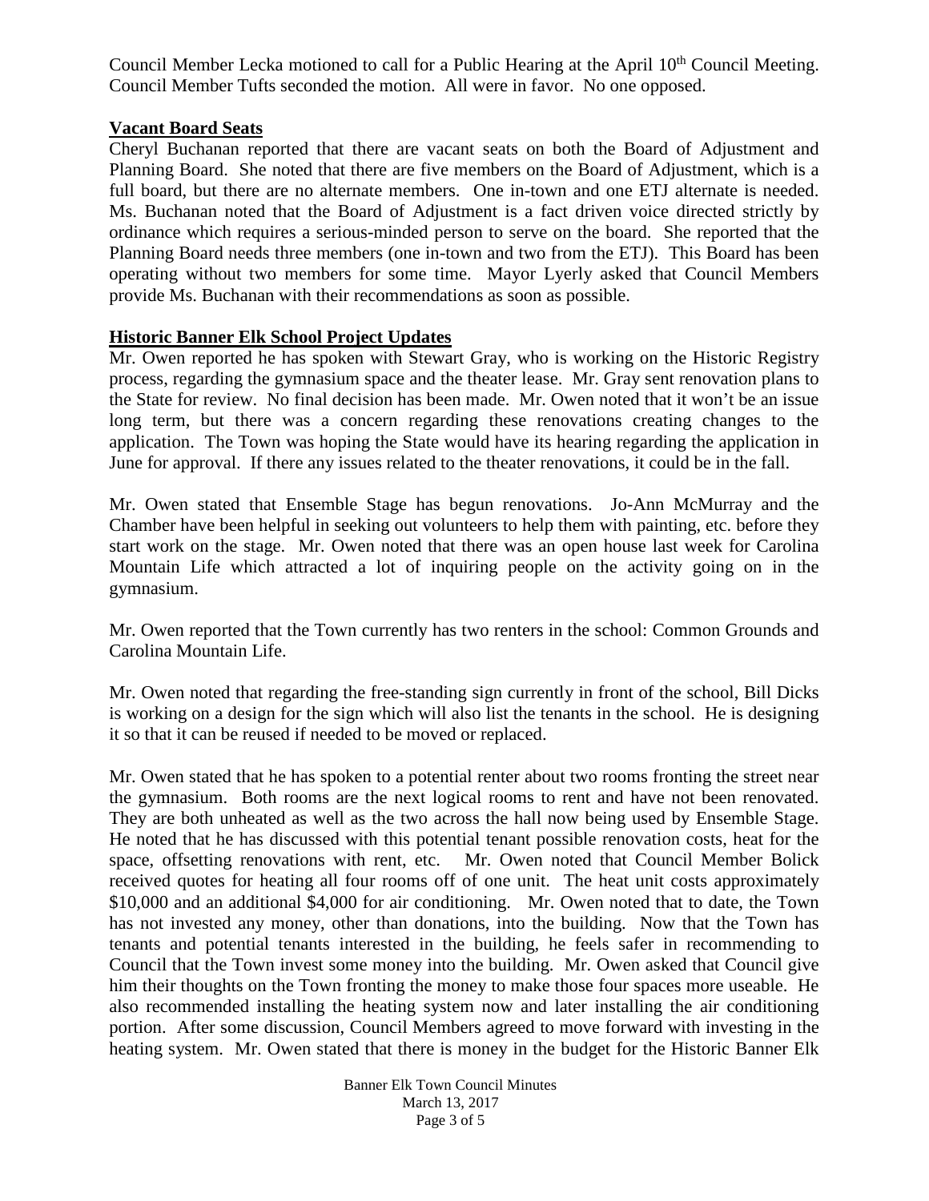Council Member Lecka motioned to call for a Public Hearing at the April 10th Council Meeting. Council Member Tufts seconded the motion. All were in favor. No one opposed.

**Vacant Board Seats**

Cheryl Buchanan reported that there are vacant seats on both the Board of Adjustment and Planning Board. She noted that there are five members on the Board of Adjustment, which is a full board, but there are no alternate members. One in-town and one ETJ alternate is needed. Ms. Buchanan noted that the Board of Adjustment is a fact driven voice directed strictly by ordinance which requires a serious-minded person to serve on the board. She reported that the Planning Board needs three members (one in-town and two from the ETJ). This Board has been operating without two members for some time. Mayor Lyerly asked that Council Members provide Ms. Buchanan with their recommendations as soon as possible.

**Historic Banner Elk School Project Updates**

Mr. Owen reported he has spoken with Stewart Gray, who is working on the Historic Registry process, regarding the gymnasium space and the theater lease. Mr. Gray sent renovation plans to the State for review. No final decision has been made. Mr. Owen noted that it won't be an issue long term, but there was a concern regarding these renovations creating changes to the application. The Town was hoping the State would have its hearing regarding the application in June for approval. If there any issues related to the theater renovations, it could be in the fall.

Mr. Owen stated that Ensemble Stage has begun renovations. Jo-Ann McMurray and the Chamber have been helpful in seeking out volunteers to help them with painting, etc. before they start work on the stage. Mr. Owen noted that there was an open house last week for Carolina Mountain Life which attracted a lot of inquiring people on the activity going on in the gymnasium.

Mr. Owen reported that the Town currently has two renters in the school: Common Grounds and Carolina Mountain Life.

Mr. Owen noted that regarding the free-standing sign currently in front of the school, Bill Dicks is working on a design for the sign which will also list the tenants in the school. He is designing it so that it can be reused if needed to be moved or replaced.

Mr. Owen stated that he has spoken to a potential renter about two rooms fronting the street near the gymnasium. Both rooms are the next logical rooms to rent and have not been renovated. They are both unheated as well as the two across the hall now being used by Ensemble Stage. He noted that he has discussed with this potential tenant possible renovation costs, heat for the space, offsetting renovations with rent, etc. Mr. Owen noted that Council Member Bolick received quotes for heating all four rooms off of one unit. The heat unit costs approximately $10,000 and an additional $4,000 for air conditioning. Mr. Owen noted that to date, the Town has not invested any money, other than donations, into the building. Now that the Town has tenants and potential tenants interested in the building, he feels safer in recommending to Council that the Town invest some money into the building. Mr. Owen asked that Council give him their thoughts on the Town fronting the money to make those four spaces more useable. He also recommended installing the heating system now and later installing the air conditioning portion. After some discussion, Council Members agreed to move forward with investing in the heating system. Mr. Owen stated that there is money in the budget for the Historic Banner Elk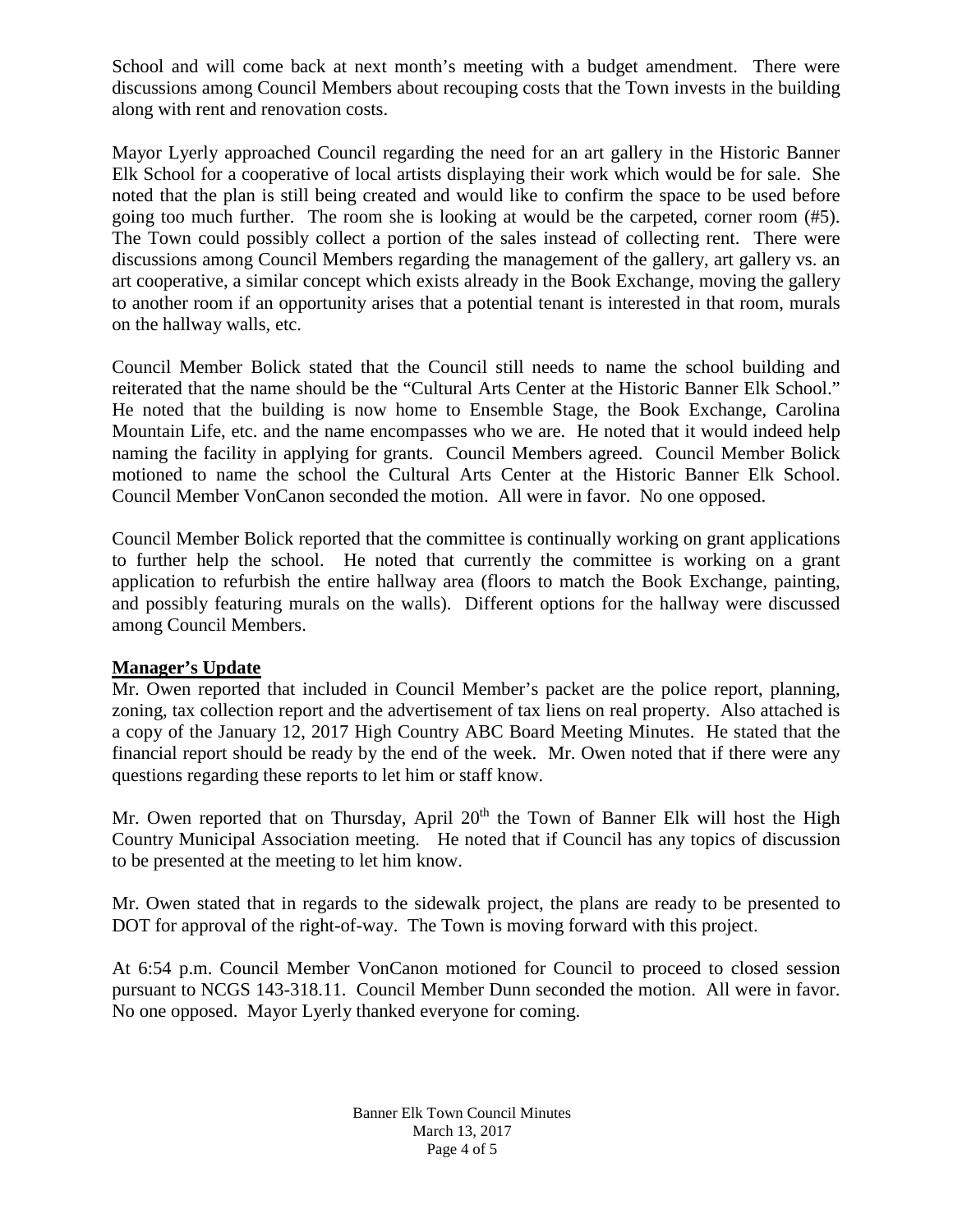School and will come back at next month's meeting with a budget amendment. There were discussions among Council Members about recouping costs that the Town invests in the building along with rent and renovation costs.

Mayor Lyerly approached Council regarding the need for an art gallery in the Historic Banner Elk School for a cooperative of local artists displaying their work which would be for sale. She noted that the plan is still being created and would like to confirm the space to be used before going too much further. The room she is looking at would be the carpeted, corner room (#5). The Town could possibly collect a portion of the sales instead of collecting rent. There were discussions among Council Members regarding the management of the gallery, art gallery vs. an art cooperative, a similar concept which exists already in the Book Exchange, moving the gallery to another room if an opportunity arises that a potential tenant is interested in that room, murals on the hallway walls, etc.

Council Member Bolick stated that the Council still needs to name the school building and reiterated that the name should be the "Cultural Arts Center at the Historic Banner Elk School." He noted that the building is now home to Ensemble Stage, the Book Exchange, Carolina Mountain Life, etc. and the name encompasses who we are. He noted that it would indeed help naming the facility in applying for grants. Council Members agreed. Council Member Bolick motioned to name the school the Cultural Arts Center at the Historic Banner Elk School. Council Member VonCanon seconded the motion. All were in favor. No one opposed.

Council Member Bolick reported that the committee is continually working on grant applications to further help the school. He noted that currently the committee is working on a grant application to refurbish the entire hallway area (floors to match the Book Exchange, painting, and possibly featuring murals on the walls). Different options for the hallway were discussed among Council Members.

**Manager's Update**

Mr. Owen reported that included in Council Member's packet are the police report, planning, zoning, tax collection report and the advertisement of tax liens on real property. Also attached is a copy of the January 12, 2017 High Country ABC Board Meeting Minutes. He stated that the financial report should be ready by the end of the week. Mr. Owen noted that if there were any questions regarding these reports to let him or staff know.

Mr. Owen reported that on Thursday, April 20th the Town of Banner Elk will host the High Country Municipal Association meeting. He noted that if Council has any topics of discussion to be presented at the meeting to let him know.

Mr. Owen stated that in regards to the sidewalk project, the plans are ready to be presented to DOT for approval of the right-of-way. The Town is moving forward with this project.

At 6:54 p.m. Council Member VonCanon motioned for Council to proceed to closed session pursuant to NCGS 143-318.11. Council Member Dunn seconded the motion. All were in favor. No one opposed. Mayor Lyerly thanked everyone for coming.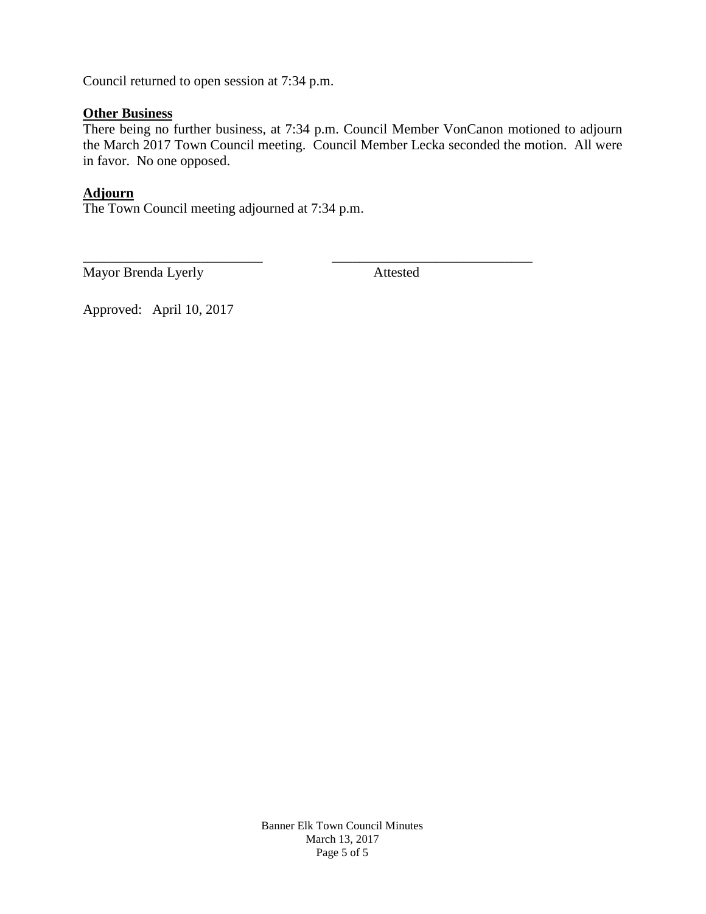Council returned to open session at 7:34 p.m.

**Other Business**

There being no further business, at 7:34 p.m. Council Member VonCanon motioned to adjourn the March 2017 Town Council meeting. Council Member Lecka seconded the motion. All were in favor. No one opposed.

**Adjourn**

The Town Council meeting adjourned at 7:34 p.m.

\_\_\_\_\_\_\_\_\_\_\_\_\_\_\_\_\_\_\_\_\_\_\_\_\_\_ \_\_\_\_\_\_\_\_\_\_\_\_\_\_\_\_\_\_\_\_\_\_\_\_\_\_\_\_\_\_

Mayor Brenda Lyerly Attested

Approved: April 10, 2017